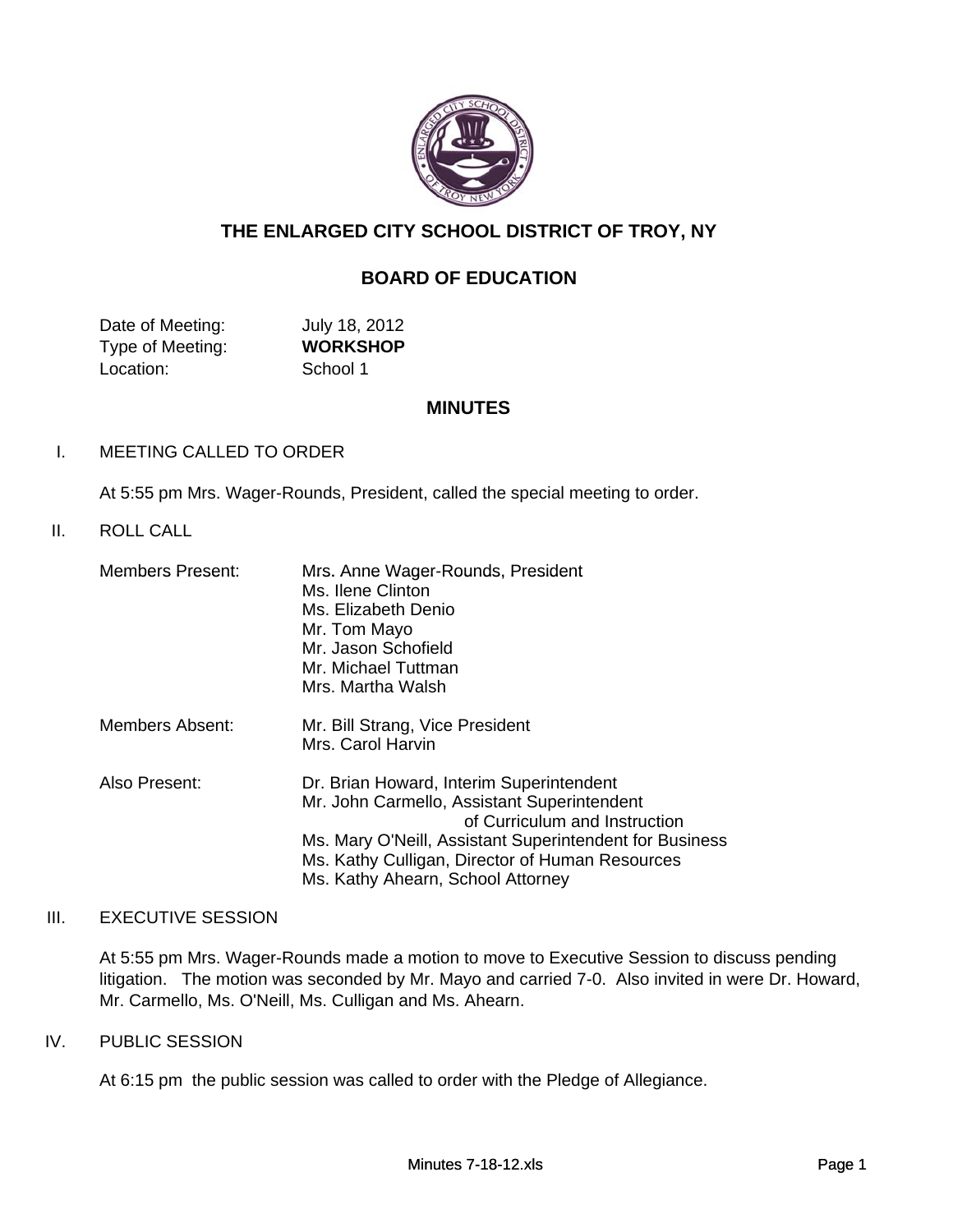# THE ENLARGED CITY SCHOOL DISTRICT OF TROY, NY

## BOARD OF EDUCATION

| | |
|---|---|
| Date of Meeting: | July 18, 2012 |
| Type of Meeting: | **WORKSHOP** |
| Location: | School 1 |

## MINUTES

I. MEETING CALLED TO ORDER

At 5:55 pm Mrs. Wager-Rounds, President, called the special meeting to order.

II. ROLL CALL

Members Present:
- Mrs. Anne Wager-Rounds, President
- Ms. Ilene Clinton
- Ms. Elizabeth Denio
- Mr. Tom Mayo
- Mr. Jason Schofield
- Mr. Michael Tuttman
- Mrs. Martha Walsh

Members Absent:
- Mr. Bill Strang, Vice President
- Mrs. Carol Harvin

Also Present:
- Dr. Brian Howard, Interim Superintendent
- Mr. John Carmello, Assistant Superintendent of Curriculum and Instruction
- Ms. Mary O'Neill, Assistant Superintendent for Business
- Ms. Kathy Culligan, Director of Human Resources
- Ms. Kathy Ahearn, School Attorney

III. EXECUTIVE SESSION

At 5:55 pm Mrs. Wager-Rounds made a motion to move to Executive Session to discuss pending litigation. The motion was seconded by Mr. Mayo and carried 7-0. Also invited in were Dr. Howard, Mr. Carmello, Ms. O'Neill, Ms. Culligan and Ms. Ahearn.

IV. PUBLIC SESSION

At 6:15 pm the public session was called to order with the Pledge of Allegiance.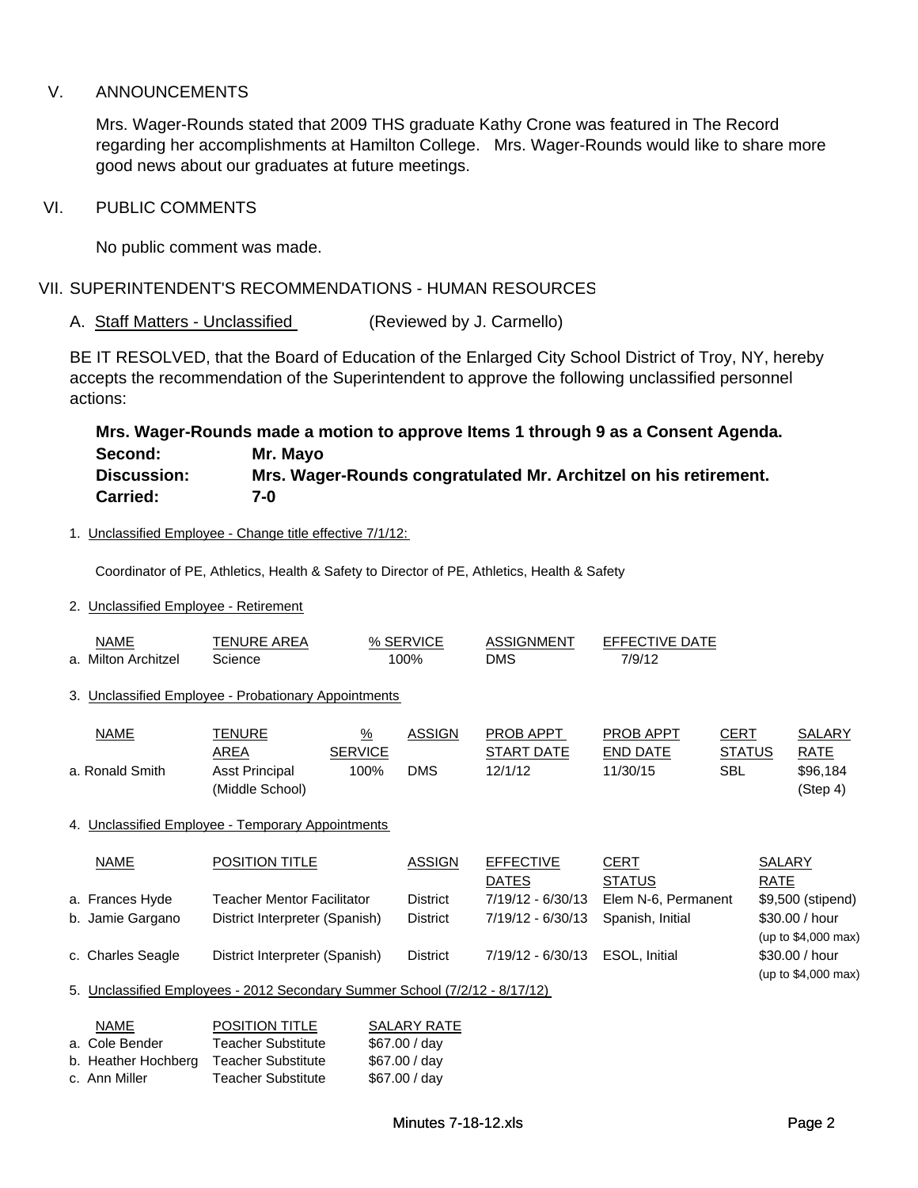## V. ANNOUNCEMENTS

Mrs. Wager-Rounds stated that 2009 THS graduate Kathy Crone was featured in The Record regarding her accomplishments at Hamilton College. Mrs. Wager-Rounds would like to share more good news about our graduates at future meetings.

## VI. PUBLIC COMMENTS

No public comment was made.

## VII. SUPERINTENDENT'S RECOMMENDATIONS - HUMAN RESOURCES

A. Staff Matters - Unclassified (Reviewed by J. Carmello)

BE IT RESOLVED, that the Board of Education of the Enlarged City School District of Troy, NY, hereby accepts the recommendation of the Superintendent to approve the following unclassified personnel actions:

**Mrs. Wager-Rounds made a motion to approve Items 1 through 9 as a Consent Agenda.**
**Second: Mr. Mayo**
**Discussion: Mrs. Wager-Rounds congratulated Mr. Architzel on his retirement.**
**Carried: 7-0**

1. Unclassified Employee - Change title effective 7/1/12:

Coordinator of PE, Athletics, Health & Safety to Director of PE, Athletics, Health & Safety

2. Unclassified Employee - Retirement

| NAME | TENURE AREA | % SERVICE | ASSIGNMENT | EFFECTIVE DATE |
|---|---|---|---|---|
| a. Milton Architzel | Science | 100% | DMS | 7/9/12 |

3. Unclassified Employee - Probationary Appointments

| NAME | TENURE AREA | % SERVICE | ASSIGN | PROB APPT START DATE | PROB APPT END DATE | CERT STATUS | SALARY RATE |
|---|---|---|---|---|---|---|---|
| a. Ronald Smith | Asst Principal (Middle School) | 100% | DMS | 12/1/12 | 11/30/15 | SBL | $96,184 (Step 4) |

4. Unclassified Employee - Temporary Appointments

| NAME | POSITION TITLE | ASSIGN | EFFECTIVE DATES | CERT STATUS | SALARY RATE |
|---|---|---|---|---|---|
| a. Frances Hyde | Teacher Mentor Facilitator | District | 7/19/12 - 6/30/13 | Elem N-6, Permanent | $9,500 (stipend) |
| b. Jamie Gargano | District Interpreter (Spanish) | District | 7/19/12 - 6/30/13 | Spanish, Initial | $30.00 / hour (up to $4,000 max) |
| c. Charles Seagle | District Interpreter (Spanish) | District | 7/19/12 - 6/30/13 | ESOL, Initial | $30.00 / hour (up to $4,000 max) |

5. Unclassified Employees - 2012 Secondary Summer School (7/2/12 - 8/17/12)

| NAME | POSITION TITLE | SALARY RATE |
|---|---|---|
| a. Cole Bender | Teacher Substitute | $67.00 / day |
| b. Heather Hochberg | Teacher Substitute | $67.00 / day |
| c. Ann Miller | Teacher Substitute | $67.00 / day |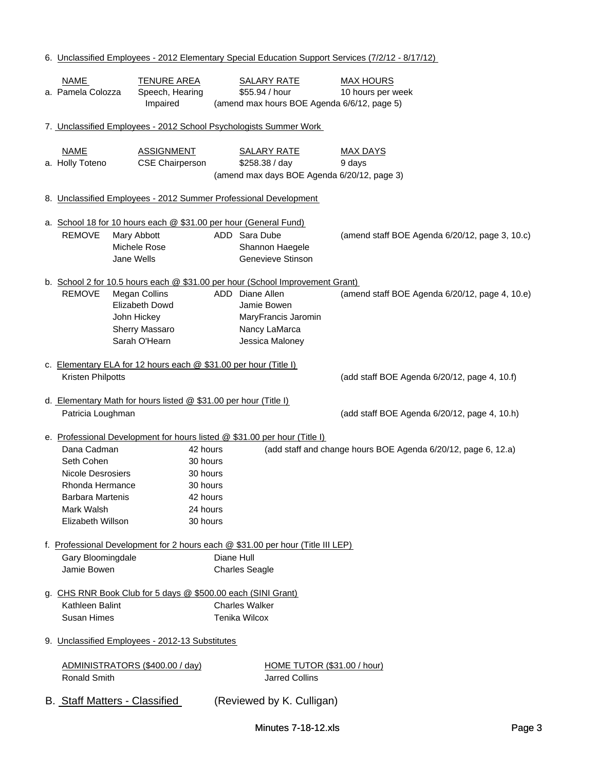6. Unclassified Employees - 2012 Elementary Special Education Support Services (7/2/12 - 8/17/12)

| NAME | TENURE AREA | SALARY RATE | MAX HOURS |
|---|---|---|---|
| a. Pamela Colozza | Speech, Hearing Impaired | $55.94 / hour | 10 hours per week |
| | | (amend max hours BOE Agenda 6/6/12, page 5) | |

7. Unclassified Employees - 2012 School Psychologists Summer Work

| NAME | ASSIGNMENT | SALARY RATE | MAX DAYS |
|---|---|---|---|
| a. Holly Toteno | CSE Chairperson | $258.38 / day | 9 days |
| | | (amend max days BOE Agenda 6/20/12, page 3) | |

8. Unclassified Employees - 2012 Summer Professional Development

a. School 18 for 10 hours each @ $31.00 per hour (General Fund)

| REMOVE | | ADD | | |
|---|---|---|---|---|
| REMOVE | Mary Abbott | ADD | Sara Dube | (amend staff BOE Agenda 6/20/12, page 3, 10.c) |
| | Michele Rose | | Shannon Haegele | |
| | Jane Wells | | Genevieve Stinson | |

b. School 2 for 10.5 hours each @ $31.00 per hour (School Improvement Grant)

| REMOVE | | ADD | | |
|---|---|---|---|---|
| REMOVE | Megan Collins | ADD | Diane Allen | (amend staff BOE Agenda 6/20/12, page 4, 10.e) |
| | Elizabeth Dowd | | Jamie Bowen | |
| | John Hickey | | MaryFrancis Jaromin | |
| | Sherry Massaro | | Nancy LaMarca | |
| | Sarah O'Hearn | | Jessica Maloney | |

c. Elementary ELA for 12 hours each @ $31.00 per hour (Title I)

Kristen Philpotts (add staff BOE Agenda 6/20/12, page 4, 10.f)

d. Elementary Math for hours listed @ $31.00 per hour (Title I)

Patricia Loughman (add staff BOE Agenda 6/20/12, page 4, 10.h)

e. Professional Development for hours listed @ $31.00 per hour (Title I)

| Name | Hours | |
|---|---|---|
| Dana Cadman | 42 hours | (add staff and change hours BOE Agenda 6/20/12, page 6, 12.a) |
| Seth Cohen | 30 hours | |
| Nicole Desrosiers | 30 hours | |
| Rhonda Hermance | 30 hours | |
| Barbara Martenis | 42 hours | |
| Mark Walsh | 24 hours | |
| Elizabeth Willson | 30 hours | |

f. Professional Development for 2 hours each @ $31.00 per hour (Title III LEP)

Gary Bloomingdale, Diane Hull, Jamie Bowen, Charles Seagle

g. CHS RNR Book Club for 5 days @ $500.00 each (SINI Grant)

Kathleen Balint, Charles Walker, Susan Himes, Tenika Wilcox

9. Unclassified Employees - 2012-13 Substitutes

| ADMINISTRATORS ($400.00 / day) | HOME TUTOR ($31.00 / hour) |
|---|---|
| Ronald Smith | Jarred Collins |

## B. Staff Matters - Classified (Reviewed by K. Culligan)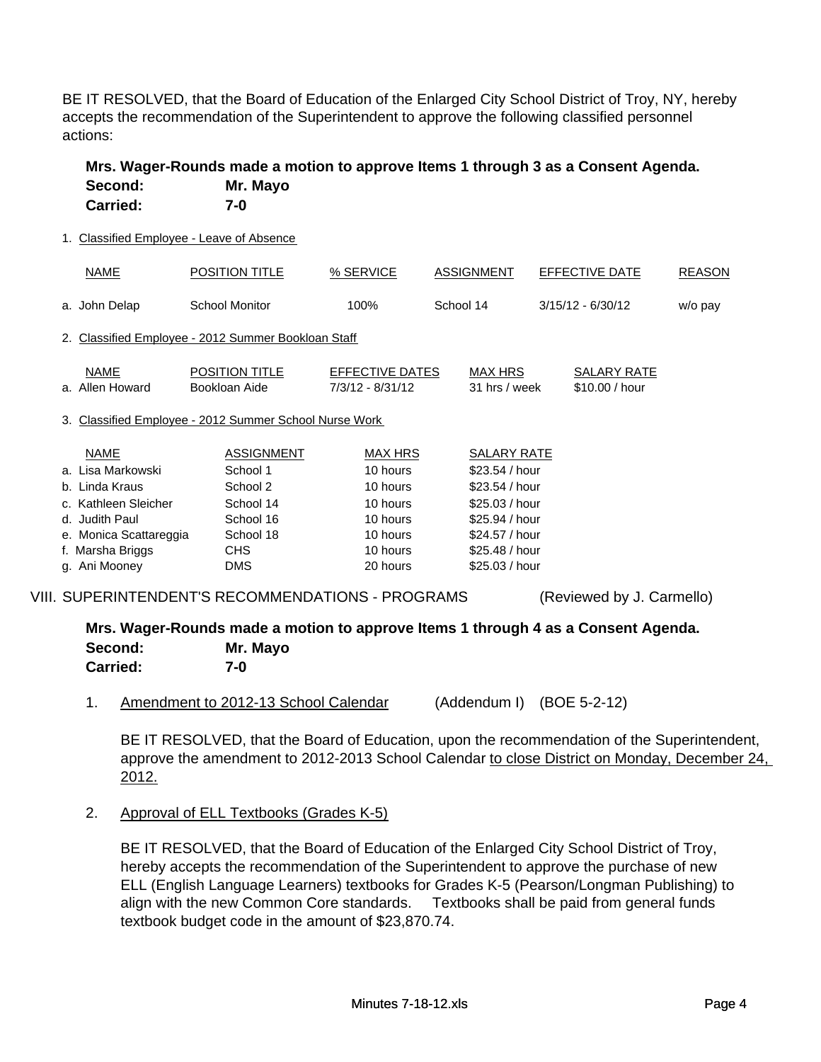BE IT RESOLVED, that the Board of Education of the Enlarged City School District of Troy, NY, hereby accepts the recommendation of the Superintendent to approve the following classified personnel actions:

**Mrs. Wager-Rounds made a motion to approve Items 1 through 3 as a Consent Agenda.**
**Second: Mr. Mayo**
**Carried: 7-0**

1. Classified Employee - Leave of Absence

| NAME | POSITION TITLE | % SERVICE | ASSIGNMENT | EFFECTIVE DATE | REASON |
|---|---|---|---|---|---|
| a. John Delap | School Monitor | 100% | School 14 | 3/15/12 - 6/30/12 | w/o pay |

2. Classified Employee - 2012 Summer Bookloan Staff

| NAME | POSITION TITLE | EFFECTIVE DATES | MAX HRS | SALARY RATE |
|---|---|---|---|---|
| a. Allen Howard | Bookloan Aide | 7/3/12 - 8/31/12 | 31 hrs / week | $10.00 / hour |

3. Classified Employee - 2012 Summer School Nurse Work

| NAME | ASSIGNMENT | MAX HRS | SALARY RATE |
|---|---|---|---|
| a. Lisa Markowski | School 1 | 10 hours | $23.54 / hour |
| b. Linda Kraus | School 2 | 10 hours | $23.54 / hour |
| c. Kathleen Sleicher | School 14 | 10 hours | $25.03 / hour |
| d. Judith Paul | School 16 | 10 hours | $25.94 / hour |
| e. Monica Scattareggia | School 18 | 10 hours | $24.57 / hour |
| f. Marsha Briggs | CHS | 10 hours | $25.48 / hour |
| g. Ani Mooney | DMS | 20 hours | $25.03 / hour |

## VIII. SUPERINTENDENT'S RECOMMENDATIONS - PROGRAMS (Reviewed by J. Carmello)

**Mrs. Wager-Rounds made a motion to approve Items 1 through 4 as a Consent Agenda.**
**Second: Mr. Mayo**
**Carried: 7-0**

1. Amendment to 2012-13 School Calendar (Addendum I) (BOE 5-2-12)

   BE IT RESOLVED, that the Board of Education, upon the recommendation of the Superintendent, approve the amendment to 2012-2013 School Calendar to close District on Monday, December 24, 2012.

2. Approval of ELL Textbooks (Grades K-5)

   BE IT RESOLVED, that the Board of Education of the Enlarged City School District of Troy, hereby accepts the recommendation of the Superintendent to approve the purchase of new ELL (English Language Learners) textbooks for Grades K-5 (Pearson/Longman Publishing) to align with the new Common Core standards. Textbooks shall be paid from general funds textbook budget code in the amount of $23,870.74.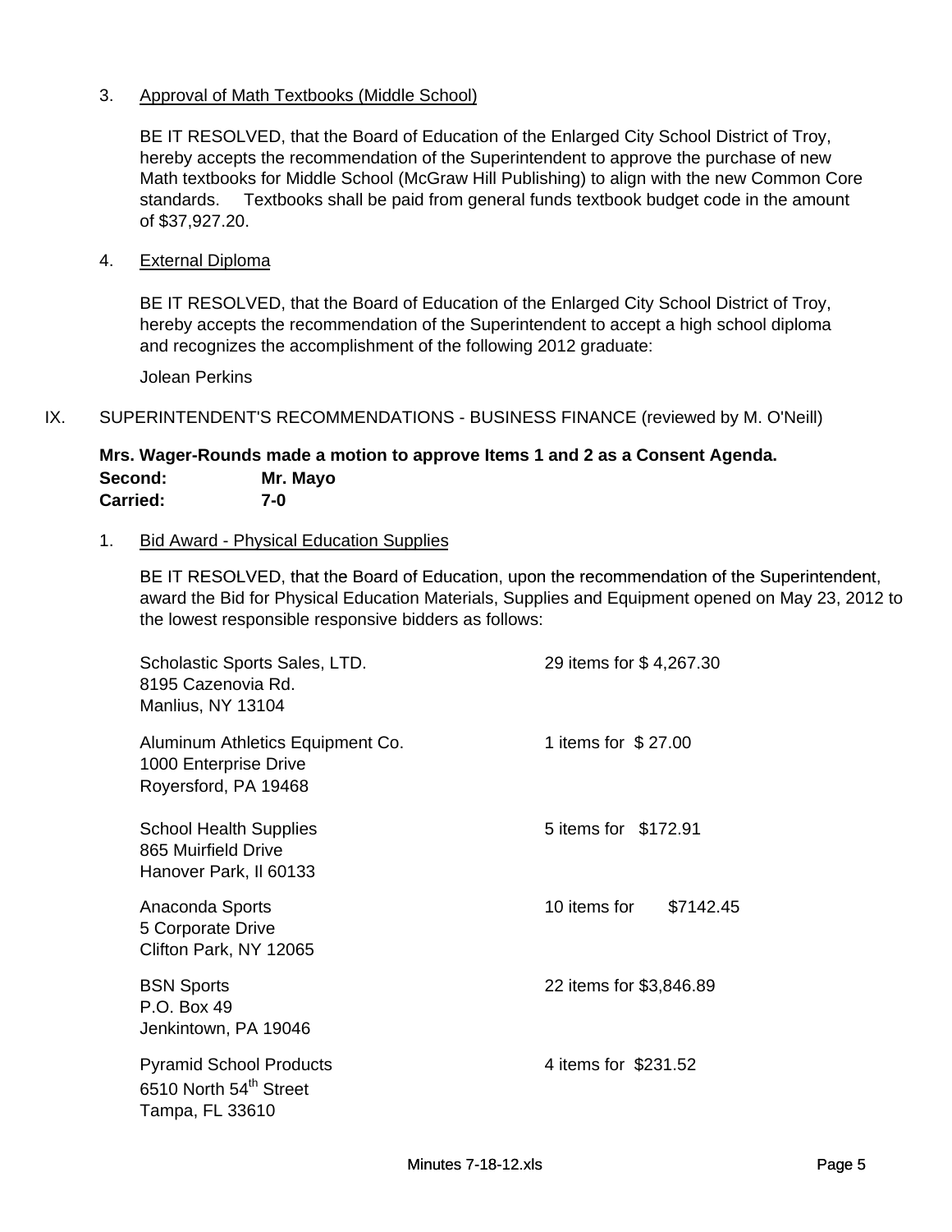3. Approval of Math Textbooks (Middle School)

   BE IT RESOLVED, that the Board of Education of the Enlarged City School District of Troy, hereby accepts the recommendation of the Superintendent to approve the purchase of new Math textbooks for Middle School (McGraw Hill Publishing) to align with the new Common Core standards. Textbooks shall be paid from general funds textbook budget code in the amount of $37,927.20.

4. External Diploma

   BE IT RESOLVED, that the Board of Education of the Enlarged City School District of Troy, hereby accepts the recommendation of the Superintendent to accept a high school diploma and recognizes the accomplishment of the following 2012 graduate:

   Jolean Perkins

IX. SUPERINTENDENT'S RECOMMENDATIONS - BUSINESS FINANCE (reviewed by M. O'Neill)

**Mrs. Wager-Rounds made a motion to approve Items 1 and 2 as a Consent Agenda.**
**Second: Mr. Mayo**
**Carried: 7-0**

1. Bid Award - Physical Education Supplies

   BE IT RESOLVED, that the Board of Education, upon the recommendation of the Superintendent, award the Bid for Physical Education Materials, Supplies and Equipment opened on May 23, 2012 to the lowest responsible responsive bidders as follows:

| Bidder | Award |
|---|---|
| Scholastic Sports Sales, LTD.<br>8195 Cazenovia Rd.<br>Manlius, NY 13104 | 29 items for $ 4,267.30 |
| Aluminum Athletics Equipment Co.<br>1000 Enterprise Drive<br>Royersford, PA 19468 | 1 items for $ 27.00 |
| School Health Supplies<br>865 Muirfield Drive<br>Hanover Park, Il 60133 | 5 items for $172.91 |
| Anaconda Sports<br>5 Corporate Drive<br>Clifton Park, NY 12065 | 10 items for $7142.45 |
| BSN Sports<br>P.O. Box 49<br>Jenkintown, PA 19046 | 22 items for $3,846.89 |
| Pyramid School Products<br>6510 North 54th Street<br>Tampa, FL 33610 | 4 items for $231.52 |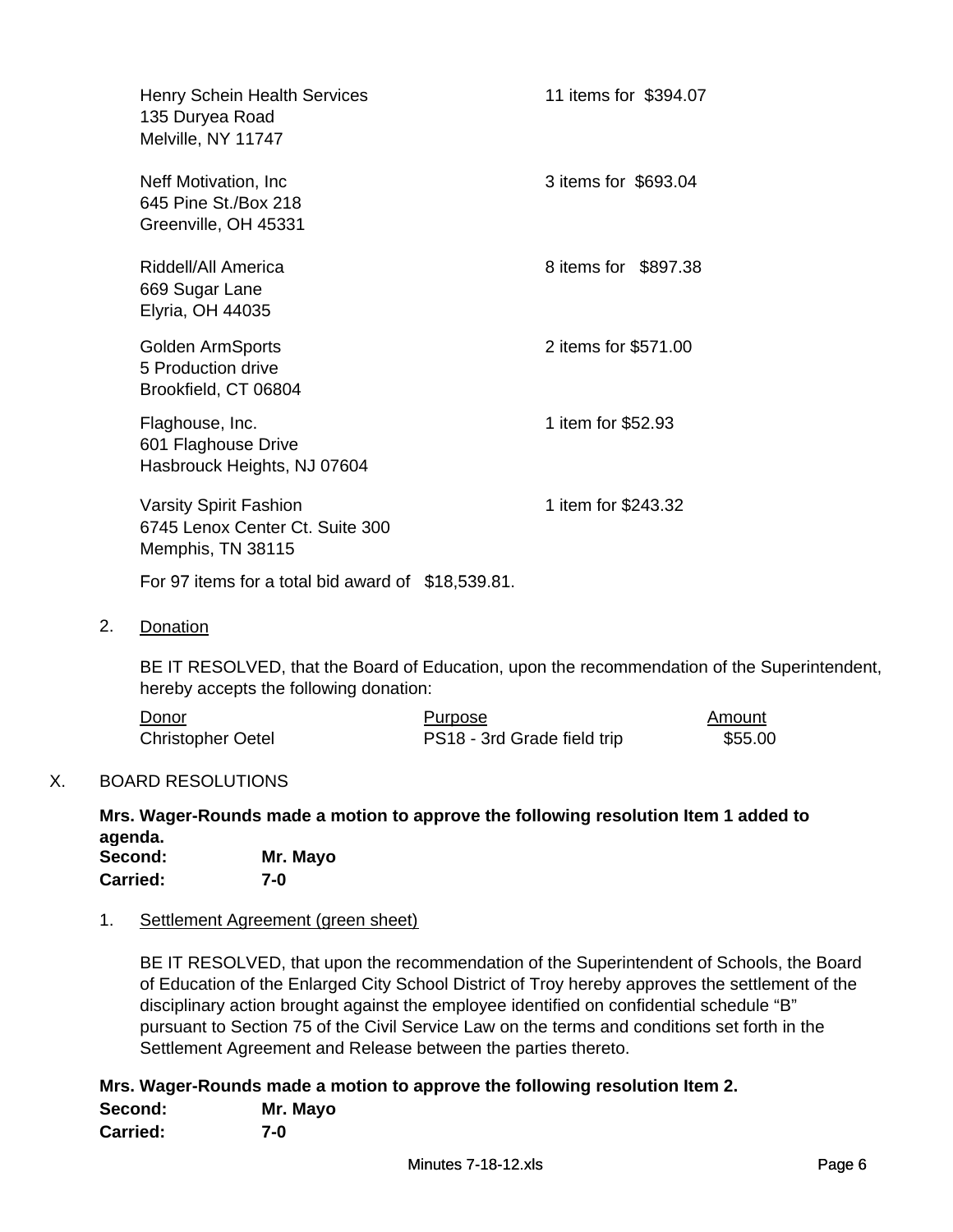Henry Schein Health Services
135 Duryea Road
Melville, NY 11747

11 items for $394.07

Neff Motivation, Inc
645 Pine St./Box 218
Greenville, OH 45331

3 items for $693.04

Riddell/All America
669 Sugar Lane
Elyria, OH 44035

8 items for $897.38

Golden ArmSports
5 Production drive
Brookfield, CT 06804

2 items for $571.00

Flaghouse, Inc.
601 Flaghouse Drive
Hasbrouck Heights, NJ 07604

1 item for $52.93

Varsity Spirit Fashion
6745 Lenox Center Ct. Suite 300
Memphis, TN 38115

1 item for $243.32

For 97 items for a total bid award of $18,539.81.

2. Donation

BE IT RESOLVED, that the Board of Education, upon the recommendation of the Superintendent, hereby accepts the following donation:

| Donor | Purpose | Amount |
|---|---|---|
| Christopher Oetel | PS18 - 3rd Grade field trip | $55.00 |

X. BOARD RESOLUTIONS

**Mrs. Wager-Rounds made a motion to approve the following resolution Item 1 added to agenda.**
**Second: Mr. Mayo**
**Carried: 7-0**

1. Settlement Agreement (green sheet)

BE IT RESOLVED, that upon the recommendation of the Superintendent of Schools, the Board of Education of the Enlarged City School District of Troy hereby approves the settlement of the disciplinary action brought against the employee identified on confidential schedule "B" pursuant to Section 75 of the Civil Service Law on the terms and conditions set forth in the Settlement Agreement and Release between the parties thereto.

**Mrs. Wager-Rounds made a motion to approve the following resolution Item 2.**
**Second: Mr. Mayo**
**Carried: 7-0**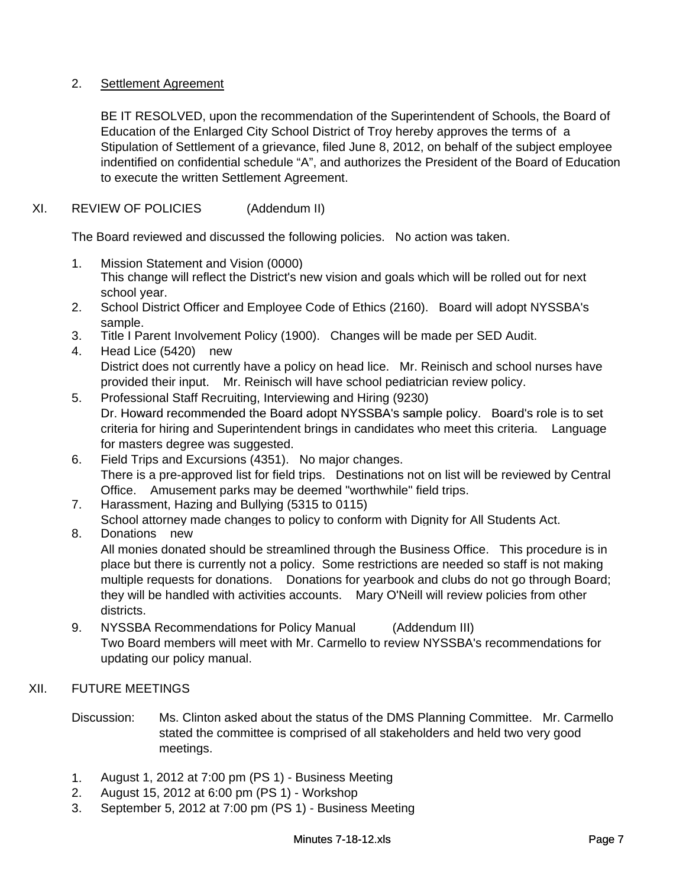2. Settlement Agreement

   BE IT RESOLVED, upon the recommendation of the Superintendent of Schools, the Board of Education of the Enlarged City School District of Troy hereby approves the terms of a Stipulation of Settlement of a grievance, filed June 8, 2012, on behalf of the subject employee indentified on confidential schedule "A", and authorizes the President of the Board of Education to execute the written Settlement Agreement.

## XI. REVIEW OF POLICIES (Addendum II)

The Board reviewed and discussed the following policies. No action was taken.

1. Mission Statement and Vision (0000)
   This change will reflect the District's new vision and goals which will be rolled out for next school year.
2. School District Officer and Employee Code of Ethics (2160). Board will adopt NYSSBA's sample.
3. Title I Parent Involvement Policy (1900). Changes will be made per SED Audit.
4. Head Lice (5420) new
   District does not currently have a policy on head lice. Mr. Reinisch and school nurses have provided their input. Mr. Reinisch will have school pediatrician review policy.
5. Professional Staff Recruiting, Interviewing and Hiring (9230)
   Dr. Howard recommended the Board adopt NYSSBA's sample policy. Board's role is to set criteria for hiring and Superintendent brings in candidates who meet this criteria. Language for masters degree was suggested.
6. Field Trips and Excursions (4351). No major changes.
   There is a pre-approved list for field trips. Destinations not on list will be reviewed by Central Office. Amusement parks may be deemed "worthwhile" field trips.
7. Harassment, Hazing and Bullying (5315 to 0115)
   School attorney made changes to policy to conform with Dignity for All Students Act.
8. Donations new
   All monies donated should be streamlined through the Business Office. This procedure is in place but there is currently not a policy. Some restrictions are needed so staff is not making multiple requests for donations. Donations for yearbook and clubs do not go through Board; they will be handled with activities accounts. Mary O'Neill will review policies from other districts.
9. NYSSBA Recommendations for Policy Manual (Addendum III)
   Two Board members will meet with Mr. Carmello to review NYSSBA's recommendations for updating our policy manual.

## XII. FUTURE MEETINGS

Discussion: Ms. Clinton asked about the status of the DMS Planning Committee. Mr. Carmello stated the committee is comprised of all stakeholders and held two very good meetings.

1. August 1, 2012 at 7:00 pm (PS 1) - Business Meeting
2. August 15, 2012 at 6:00 pm (PS 1) - Workshop
3. September 5, 2012 at 7:00 pm (PS 1) - Business Meeting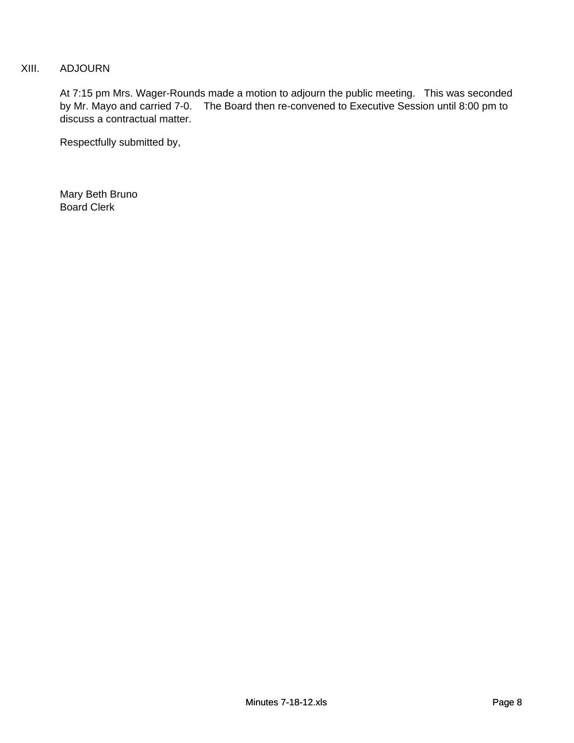## XIII. ADJOURN

At 7:15 pm Mrs. Wager-Rounds made a motion to adjourn the public meeting. This was seconded by Mr. Mayo and carried 7-0. The Board then re-convened to Executive Session until 8:00 pm to discuss a contractual matter.

Respectfully submitted by,

Mary Beth Bruno
Board Clerk